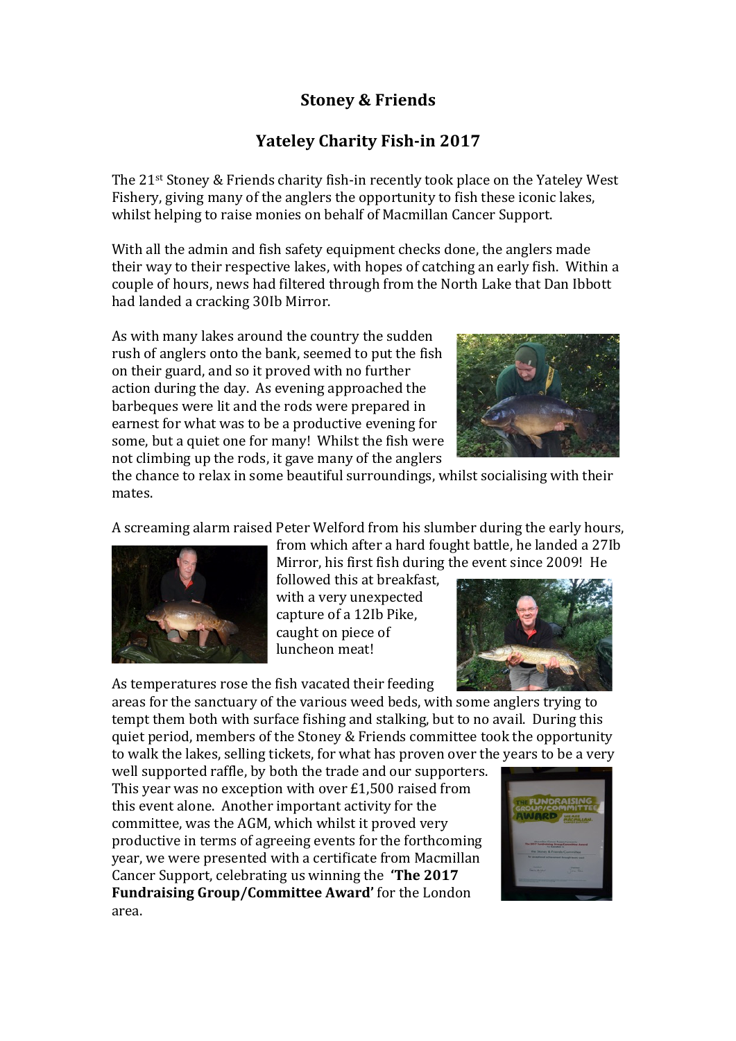# Stoney & Friends

## Yateley Charity Fish-in 2017

The 21st Stoney & Friends charity fish-in recently took place on the Yateley West Fishery, giving many of the anglers the opportunity to fish these iconic lakes, whilst helping to raise monies on behalf of Macmillan Cancer Support.

With all the admin and fish safety equipment checks done, the anglers made their way to their respective lakes, with hopes of catching an early fish. Within a couple of hours, news had filtered through from the North Lake that Dan Ibbott had landed a cracking 30Ib Mirror.

As with many lakes around the country the sudden rush of anglers onto the bank, seemed to put the fish on their guard, and so it proved with no further action during the day. As evening approached the barbeques were lit and the rods were prepared in earnest for what was to be a productive evening for some, but a quiet one for many! Whilst the fish were not climbing up the rods, it gave many of the anglers the chance to relax in some beautiful surroundings, whilst socialising with their mates.

A screaming alarm raised Peter Welford from his slumber during the early hours, from which after a hard fought battle, he landed a 27Ib Mirror, his first fish during the event since 2009! He followed this at breakfast, with a very unexpected capture of a 12Ib Pike, caught on piece of luncheon meat!

As temperatures rose the fish vacated their feeding areas for the sanctuary of the various weed beds, with some anglers trying to tempt them both with surface fishing and stalking, but to no avail. During this quiet period, members of the Stoney & Friends committee took the opportunity to walk the lakes, selling tickets, for what has proven over the years to be a very well supported raffle, by both the trade and our supporters. This year was no exception with over £1,500 raised from this event alone. Another important activity for the committee, was the AGM, which whilst it proved very productive in terms of agreeing events for the forthcoming year, we were presented with a certificate from Macmillan Cancer Support, celebrating us winning the **'The 2017 Fundraising Group/Committee Award'** for the London area.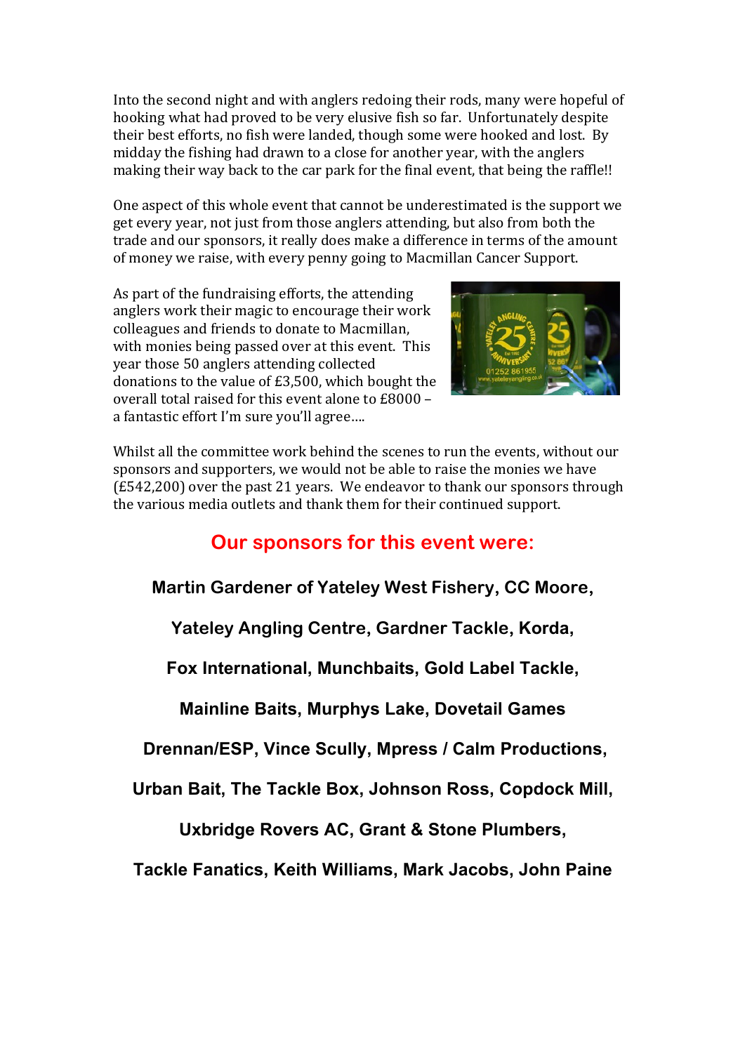Into the second night and with anglers redoing their rods, many were hopeful of hooking what had proved to be very elusive fish so far. Unfortunately despite their best efforts, no fish were landed, though some were hooked and lost. By midday the fishing had drawn to a close for another year, with the anglers making their way back to the car park for the final event, that being the raffle!!

One aspect of this whole event that cannot be underestimated is the support we get every year, not just from those anglers attending, but also from both the trade and our sponsors, it really does make a difference in terms of the amount of money we raise, with every penny going to Macmillan Cancer Support.

As part of the fundraising efforts, the attending anglers work their magic to encourage their work colleagues and friends to donate to Macmillan, with monies being passed over at this event. This year those 50 anglers attending collected donations to the value of £3,500, which bought the overall total raised for this event alone to £8000 – a fantastic effort I'm sure you'll agree….

Whilst all the committee work behind the scenes to run the events, without our sponsors and supporters, we would not be able to raise the monies we have (£542,200) over the past 21 years. We endeavor to thank our sponsors through the various media outlets and thank them for their continued support.

## Our sponsors for this event were:

**Martin Gardener of Yateley West Fishery, CC Moore,**

**Yateley Angling Centre, Gardner Tackle, Korda,**

**Fox International, Munchbaits, Gold Label Tackle,**

**Mainline Baits, Murphys Lake, Dovetail Games**

**Drennan/ESP, Vince Scully, Mpress / Calm Productions,**

**Urban Bait, The Tackle Box, Johnson Ross, Copdock Mill,**

**Uxbridge Rovers AC, Grant & Stone Plumbers,**

**Tackle Fanatics, Keith Williams, Mark Jacobs, John Paine**